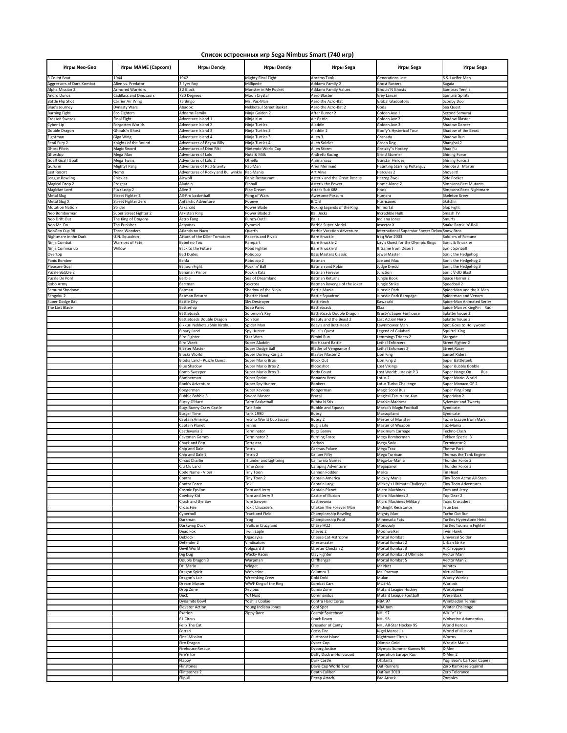# Список встроенных игр Sega Nimbus Smart (740 игр)

| Игры Neo-Geo | Игры MAME (Capcom) | Игры Dendy | Игры Dendy | Игры Sega | Игры Sega | Игры Sega |
|---|---|---|---|---|---|---|
| 3 Count Bout | 1944 | 1942 | Mighty Final Fight | Abrams Tank | Generations Lost | S.S. Lucifer Man |
| Aggressors of Dark Kombat | Alien vs. Predator | 3 Eyes Boy | Millipede | Addams Family 2 | Ghost Busters | Sagaia |
| Alpha Mission 2 | Armored Warriors | 3D Block | Monster in My Pocket | Addams Family Values | Ghouls'N Ghosts | Sampras Tennis |
| Andro Dunos | Cadillacs and Dinosaurs | 720 Degrees | Moon Crystal | Aero Blaster | Gley Lancer | Samurai Spirits |
| Battle Flip Shot | Carrier Air Wing | 75 Bingo | Ms. Pac-Man | Aero the Acro-Bat | Global Gladoators | Scooby Doo |
| Blue's Journey | Dynasty Wars | Abadox | Nekketsu! Street Basket | Aero the Acro-Bat 2 | Gods | Sea Quest |
| Burning Fight | Eco Fighters | Addams Family | Ninja Gaiden 2 | After Burner 2 | Golden Axe 1 | Second Samurai |
| Crossed Swords | Final Fight | Adventure Island 1 | Ninja Kun | Air Battle | Golden Axe 2 | Shadow Blaster |
| Cyber-Lip | Forgotten Worlds | Adventure Island 2 | Ninja Turtles | Aladdin | Golden Axe 3 | Shadow Dancer |
| Double Dragon | Ghouls'n Ghost | Adventure Island 3 | Ninja Turtles 2 | Aladdin 2 | Goofy's Hysterical Tour | Shadow of the Beast |
| Eightman | Giga Wing | Adventure Island 4 | Ninja Turtles 3 | Alien 3 | Granada | Shadow Run |
| Fatal Fury 2 | Knights of the Round | Adventures of Bayou Billy | Ninja Turtles 4 | Alien Soldier | Green Dog | Shanghai 2 |
| Ghost Pilots | Magic Sword | Adventures of Dino Riki | Nintendo World Cup | Alien Storm | Gretzky''s Hockey | Shaq Fu |
| Ghostlop | Mega Man | Adventures of Lolo | Nuts & Milk | Andretti Racing | Grind Stormer | Shining Force |
| Goal! Goal! Goal! | Mega Twins | Adventures of Lolo 2 | Othello | Animaniacs | Gunstar Heroes | Shining Force 2 |
| Gururin | Mighty! Pang | Adventures of Rad Gravity | Pac-Man | Ariel Mermaid | Haunting Starring Polterguy | Shinobi 3 Master |
| Last Resort | Nemo | Adventures of Rocky and Bullwinkle | Pac-Mania | Art Alive | Hercules 2 | Shove It! |
| League Bowling | Pnickies | Airwolf | Panic Restaurant | Asterix and the Great Rescue | Herzog Zwei | Side Pocket |
| Magical Drop 2 | Progear | Aladdin | Pinball | Asterix the Power | Home Alone 2 | Simpsons Bart Mutants |
| Magician Lord | Puzz Loop 2 | Alien 3 | Pipe Dream | Attack Sub 688 | Hook | Simpsons Barts Nightmare |
| Metal Slug | Street Fighter 2 | All-Pro basketball | Pong of Wars | Awesome Possum | Humans | Skeleton Krew |
| Metal Slug X | Street Fighter Zero | Antarctic Adventure | Popeye | B.O.B | Hurricanes | Skitchin |
| Mutation Nation | Strider | Arkanoid | Power Blade | Boxing Legends of the Ring | Immortal | Slap Fight |
| Neo Bomberman | Super Street Fighter 2 | Arkista's Ring | Power Blade 2 | Ball Jecks | Incredible Hulk | Smash TV |
| Neo Drift Out | The King of Dragons | Astro Fang | Punch-Out!! | Ballz | Indiana Jones | Smurfs |
| Neo Mr. Do | The Punisher | Astyanax | Pyramid | Barbie Super Model | Insector X | Snake Rattle 'n' Roll |
| NeoGeo Cup 98 | Three Wonders | Atlantis no Nazo | Quarth | Barbie Vacation Adventure | International Superstar Soccer Deluxe | Snow Bros |
| Nightmare in the Dark | U.N. Squadron | Attack of the Killer Tomatoes | Rackets and Rivals | Bare Knuckle | Iraq War 2003 | Soldiers of Fortune |
| Ninja Combat | Warriors of Fate | Babel no Tou | Rampart | Bare Knuckle 2 | Izzy's Quest for the Olympic Rings | Sonic & Knuckles |
| Ninja Commando | Willow | Back to the Future | Road Fighter | Bare Knuckle 3 | It Game from Desert | Sonic Spinball |
| Overtop | | Bad Dudes | Robocop | Bass Masters Classic | Jewel Master | Sonic the Hedgehog |
| Panic Bomber | | Balda | Robocop 2 | Batman | Joe and Mac | Sonic the Hedgehog 2 |
| Pleasure Goal | | Balloon Fight | Rock 'n' Ball | Batman and Robin | Judge Dredd | Sonic the Hedgehog 3 |
| Puzzle Bobble 2 | | Bananan Prince | Rockin Kats | Batman Forever | Junction | Sonic V-3D Blast |
| Puzzle De Pon! | | Barbie | Sea of Dreamland | Batman Returns | Jungle Book | Space Harrier 2 |
| Robo Army | | Bartman | Seicross | Batman Revenge of the Joker | Jungle Strike | Speedball 2 |
| Samurai Shodown | | Batman | Shadow of the Ninja | Battle Mania | Jurassic Park | SpiderMan and the X-Men |
| Sengoku 2 | | Batman Returns | Shatter Hand | Battle Squadron | Jurassic Park Rampage | Spiderman and Venom |
| Super Dodge Ball | | Battle City | Sky Destroyer | Battletech | Kawasaki | SpiderMan Animated Series |
| The Last Blade | | Battleship | Soap Panic | Battletoads | Klax | SpiderMan vs KingPin Rus |
| | | Battletoads | Solomon's Key | Battletoads Double Dragon | Krusty's Super Funhouse | Splatterhouse 2 |
| | | Battletoads Double Dragon | Son Son | Beauty and the Beast 2 | Last Action Hero | Splatterhouse 3 |
| | | Bikkuri Nekketsu Shin Kiroku | Spider Man | Beavis and Butt-Head | Lawnmower Man | Spot Goes to Hollywood |
| | | Binary Land | Spy Hunter | Belle''s Quest | Legend of Galahad | Squirrel King |
| | | Bird Fighter | Star Wars | Bimini Run | Lemmings Triders 2 | Stargate |
| | | Bird Week | Super Aladdin | Bio Hazard Battle | Lethal Enforcers | Street Fighter 2 |
| | | Blaster Master | Super Dodge Ball | Blades of Vengeance 4 | Lethal Enforcers 2 | Street Racer |
| | | Blocks World | Super Donkey Kong 2 | Blaster Master 2 | Lion King | Sunset Riders |
| | | Blodia Land - Puzzle Quest | Super Mario Bros | Block Out | Lion King 2 | Super Battletank |
| | | Blue Shadow | Super Mario Bros 2 | Bloodshot | Lost Vikings | Super Bubble Bobble |
| | | Bomb Sweeper | Super Mario Bros 3 | Body Count | Lost World: Jurassic P.3 | Super Hange On Rus |
| | | Bomberman | Super Sprint | Bonanza Bros | Lotus 2 | Super Mario World |
| | | Bonk's Adventure | Super Spy Hunter | Bonkers | Lotus Turbo Challenge | Super Monaco GP 2 |
| | | Boogerman | Super Xevious | Boogerman | Magic Scool Bus | Super Ping Pong |
| | | Bubble Bobble 3 | Sword Master | Brutal | Magical Taruruuto-Kun | SuperMan 2 |
| | | Bucky O'Hare | Taito Basketball | Bubba N Stix | Marble Madness | Sylvester and Tweety |
| | | Bugs Bunny Crazy Castle | Tale Spin | Bubble and Squeak | Marko's Magic Football | Syndicate |
| | | Burger Time | Tank 1990 | Bubsy | Marsupilami | Syndicate |
| | | Captain America | Tecmo World Cup Soccer | Bubsy 2 | Master of Monster | Taz in Escape from Mars |
| | | Captain Planet | Tennis | Bug''s Life | Master of Weapon | Taz-Mania |
| | | Castlevania 2 | Terminator | Bugs Banny | Maximum Carnage | Techno Clash |
| | | Caveman Games | Terminator 2 | Burning Force | Mega Bomberman | Tekken Special 3 |
| | | Chack and Pop | Tetrastar | Cadash | Mega Swiv | Terminator 2 |
| | | Chip and Dale | Tetris | Caersas Palace | Mega Trax | Theme Park |
| | | Chip and Dale 2 | Tetris 2 | Caliber Fifty | Mega Turrican | Thomas the Tank Engine |
| | | Circus Charlie | Thunder and Lightning | California Games | Mega-Lo-Mania | Thunder Force 2 |
| | | Clu Clu Land | Time Zone | Camping Adventure | Megapanel | Thunder Force 3 |
| | | Code Name - Viper | Tiny Toon | Cannon Fodder | Mercs | Tin Head |
| | | Contra | Tiny Toon 2 | Captain America | Mickey Mania | Tiny Toon Acme All-Stars |
| | | Contra Force | Toki | Captain Lang | Mickey's Ultimate Challenge | Tiny Toon Adventures |
| | | Cosmic Epsilon | Tom and Jerry | Captain Planet | Micro Machines | Tom and Jerry |
| | | Cowboy Kid | Tom and Jerry 3 | Castle of Illusion | Micro Machines 2 | Top Gear 2 |
| | | Crash and the Boy | Tom Sawyer | Castlevania | Micro Machines Military | Toxic Crusaders |
| | | Cross Fire | Toxic Crusaders | Chakan The Forever Man | Midnight Resistance | True Lies |
| | | Cyberball | Track and Field | Championship Bowling | Mighty Max | Turbo Out Run |
| | | Darkman | Trog | Championship Pool | Minnesota Fats | Turtles Hyperstone Heist |
| | | Darkwing Duck | Trolls in Crazyland | Chase HQ2 | Monopoly | Turtles Tournam Fighter |
| | | Dead Fox | Twin Eagle | Chavez 2 | Moonwalker | Twin Hawk |
| | | Deblock | Ugadayka | Cheese Cat-Astrophe | Mortal Kombat | Universal Solder |
| | | Defender 2 | Vindicators | Chessmaster | Mortal Kombat 2 | Urban Strike |
| | | Devil World | Volguard 3 | Chester Chectan 2 | Mortal Kombat 3 | V.R.Troppers |
| | | Dig Dug | Wacky Races | Clay Fighter | Mortal Kombat 3 Ultimate | Vector Man |
| | | Double Dragon 3 | Warpman | Cliffhanger | Mortal Kombat 5 | Vector Man 2 |
| | | Dr. Mario | Widget | Clue | Mr Nutz | Verytex |
| | | Dragon Spirit | Wolverine | Columns 3 | Ms. Pacman | Virtual Bart |
| | | Dragon's Lair | Wrechking Crew | Doki Doki | Mulan | Wacky Worlds |
| | | Dream Master | WWF King of the Ring | Combat Cars | MUSHA | Warlock |
| | | Drop Zone | Xevious | Comix Zone | Mutant League Hockey | WarpSpeed |
| | | Duck | Yo! Noid | Commandos | Mutant Leaque Football | Were Back |
| | | Dynamite Bowl | Yoshi's Cookie | Contra Hard Corps | NBA 97 | Wimbledon Tennis |
| | | Elevator Action | Young Indiana Jones | Cool Spot | NBA Jam | Winter Challenge |
| | | Exerion | Zippy Race | Cosmic Spacehead | NHL 97 | Wiz "n" Liz |
| | | F1 Circus | | Crack Down | NHL 98 | Wolverine Adamantius |
| | | Felix The Cat | | Crusader of Centy | NHL All-Star Hockey 95 | World Heroes |
| | | Ferrari | | Cross Fire | Nigel Mansell's | World of Illusion |
| | | Final Mission | | Cutthroat Island | Nightmare Circus | Worms |
| | | Fire Dragon | | Cyber-Cop | Olimpic Gold | Wrestle Mania |
| | | Firehouse Rescue | | Cyborg Justice | Olympic Summer Games 96 | X-Men |
| | | Fire'n Ice | | Daffy Duck in Hollywood | Operation Europe Rus | X-Men 2 |
| | | Flappy | | Dark Castle | Ottifants | Yogi Bear's Cartoon Capers |
| | | Flinstones | | Davis Cup World Tour | Out Runners | Zero Kamikaze Squirrel |
| | | Flintstones 2 | | Death Caliber | OutRun 2019 | Zero Tolerance |
| | | Flipull | | Decap Attack | Pac-Attack | Zombies |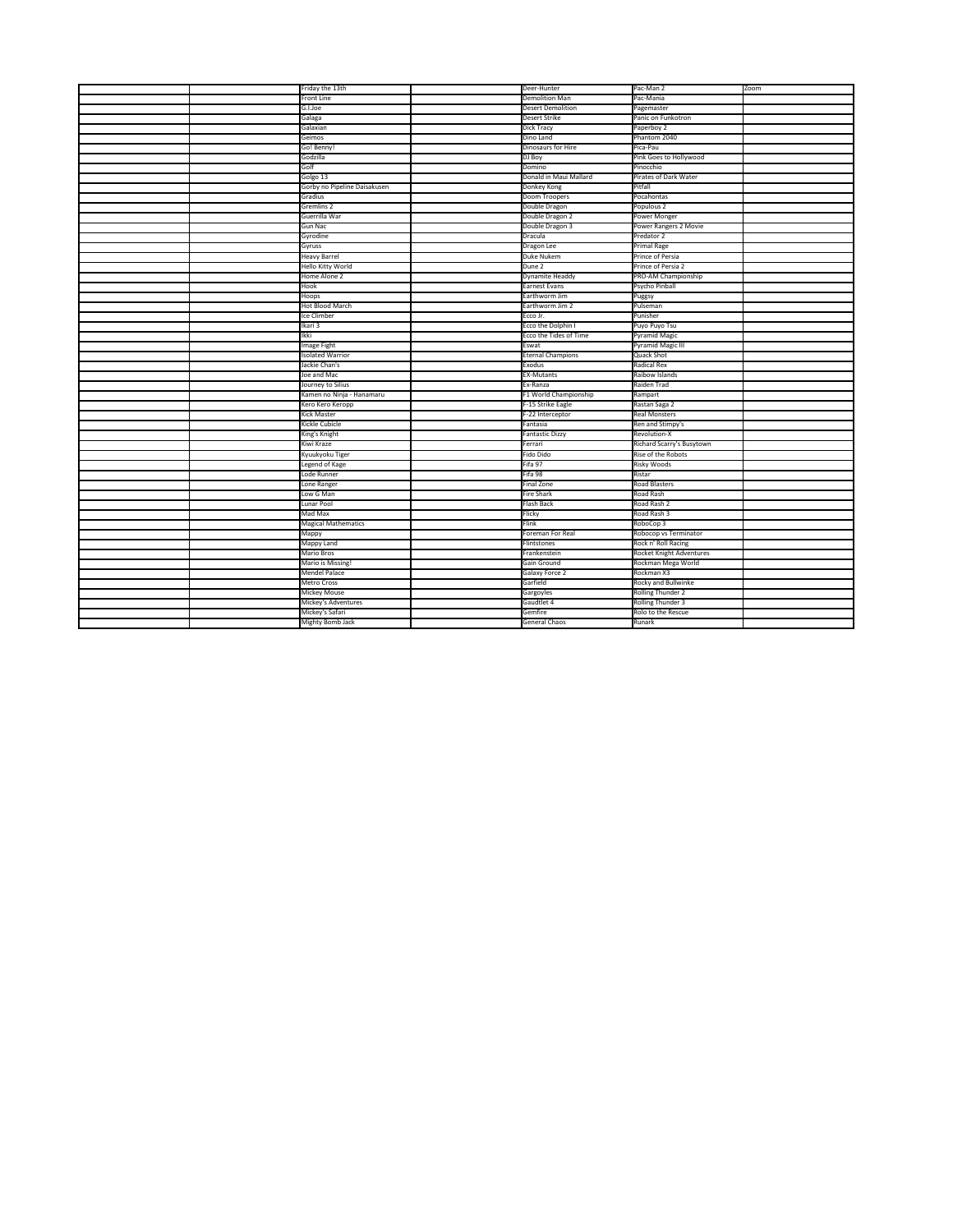| | | | | | | |
|---|---|---|---|---|---|---|
| | | Friday the 13th | | Deer-Hunter | Pac-Man 2 | Zoom |
| | | Front Line | | Demolition Man | Pac-Mania | |
| | | G.I.Joe | | Desert Demolition | Pagemaster | |
| | | Galaga | | Desert Strike | Panic on Funkotron | |
| | | Galaxian | | Dick Tracy | Paperboy 2 | |
| | | Geimos | | Dino Land | Phantom 2040 | |
| | | Go! Benny! | | Dinosaurs for Hire | Pica-Pau | |
| | | Godzilla | | DJ Boy | Pink Goes to Hollywood | |
| | | Golf | | Domino | Pinocchio | |
| | | Golgo 13 | | Donald in Maui Mallard | Pirates of Dark Water | |
| | | Gorby no Pipeline Daisakusen | | Donkey Kong | Pitfall | |
| | | Gradius | | Doom Troopers | Pocahontas | |
| | | Gremlins 2 | | Double Dragon | Populous 2 | |
| | | Guerrilla War | | Double Dragon 2 | Power Monger | |
| | | Gun Nac | | Double Dragon 3 | Power Rangers 2 Movie | |
| | | Gyrodine | | Dracula | Predator 2 | |
| | | Gyruss | | Dragon Lee | Primal Rage | |
| | | Heavy Barrel | | Duke Nukem | Prince of Persia | |
| | | Hello Kitty World | | Dune 2 | Prince of Persia 2 | |
| | | Home Alone 2 | | Dynamite Headdy | PRO-AM Championship | |
| | | Hook | | Earnest Evans | Psycho Pinball | |
| | | Hoops | | Earthworm Jim | Puggsy | |
| | | Hot Blood March | | Earthworm Jim 2 | Pulseman | |
| | | Ice Climber | | Ecco Jr. | Punisher | |
| | | Ikari 3 | | Ecco the Dolphin I | Puyo Puyo Tsu | |
| | | Ikki | | Ecco the Tides of Time | Pyramid Magic | |
| | | Image Fight | | Eswat | Pyramid Magic III | |
| | | Isolated Warrior | | Eternal Champions | Quack Shot | |
| | | Jackie Chan's | | Exodus | Radical Rex | |
| | | Joe and Mac | | EX-Mutants | Raibow Islands | |
| | | Journey to Silius | | Ex-Ranza | Raiden Trad | |
| | | Kamen no Ninja - Hanamaru | | F1 World Championship | Rampart | |
| | | Kero Kero Keropp | | F-15 Strike Eagle | Rastan Saga 2 | |
| | | Kick Master | | F-22 Interceptor | Real Monsters | |
| | | Kickle Cubicle | | Fantasia | Ren and Stimpy's | |
| | | King's Knight | | Fantastic Dizzy | Revolution-X | |
| | | Kiwi Kraze | | Ferrari | Richard Scarry's Busytown | |
| | | Kyuukyoku Tiger | | Fido Dido | Rise of the Robots | |
| | | Legend of Kage | | Fifa 97 | Risky Woods | |
| | | Lode Runner | | Fifa 98 | Ristar | |
| | | Lone Ranger | | Final Zone | Road Blasters | |
| | | Low G Man | | Fire Shark | Road Rash | |
| | | Lunar Pool | | Flash Back | Road Rash 2 | |
| | | Mad Max | | Flicky | Road Rash 3 | |
| | | Magical Mathematics | | Flink | RoboCop 3 | |
| | | Mappy | | Foreman For Real | Robocop vs Terminator | |
| | | Mappy Land | | Flintstones | Rock n' Roll Racing | |
| | | Mario Bros | | Frankenstein | Rocket Knight Adventures | |
| | | Mario is Missing! | | Gain Ground | Rockman Mega World | |
| | | Mendel Palace | | Galaxy Force 2 | Rockman X3 | |
| | | Metro Cross | | Garfield | Rocky and Bullwinke | |
| | | Mickey Mouse | | Gargoyles | Rolling Thunder 2 | |
| | | Mickey's Adventures | | Gaudtlet 4 | Rolling Thunder 3 | |
| | | Mickey's Safari | | Gemfire | Rolo to the Rescue | |
| | | Mighty Bomb Jack | | General Chaos | Runark | |